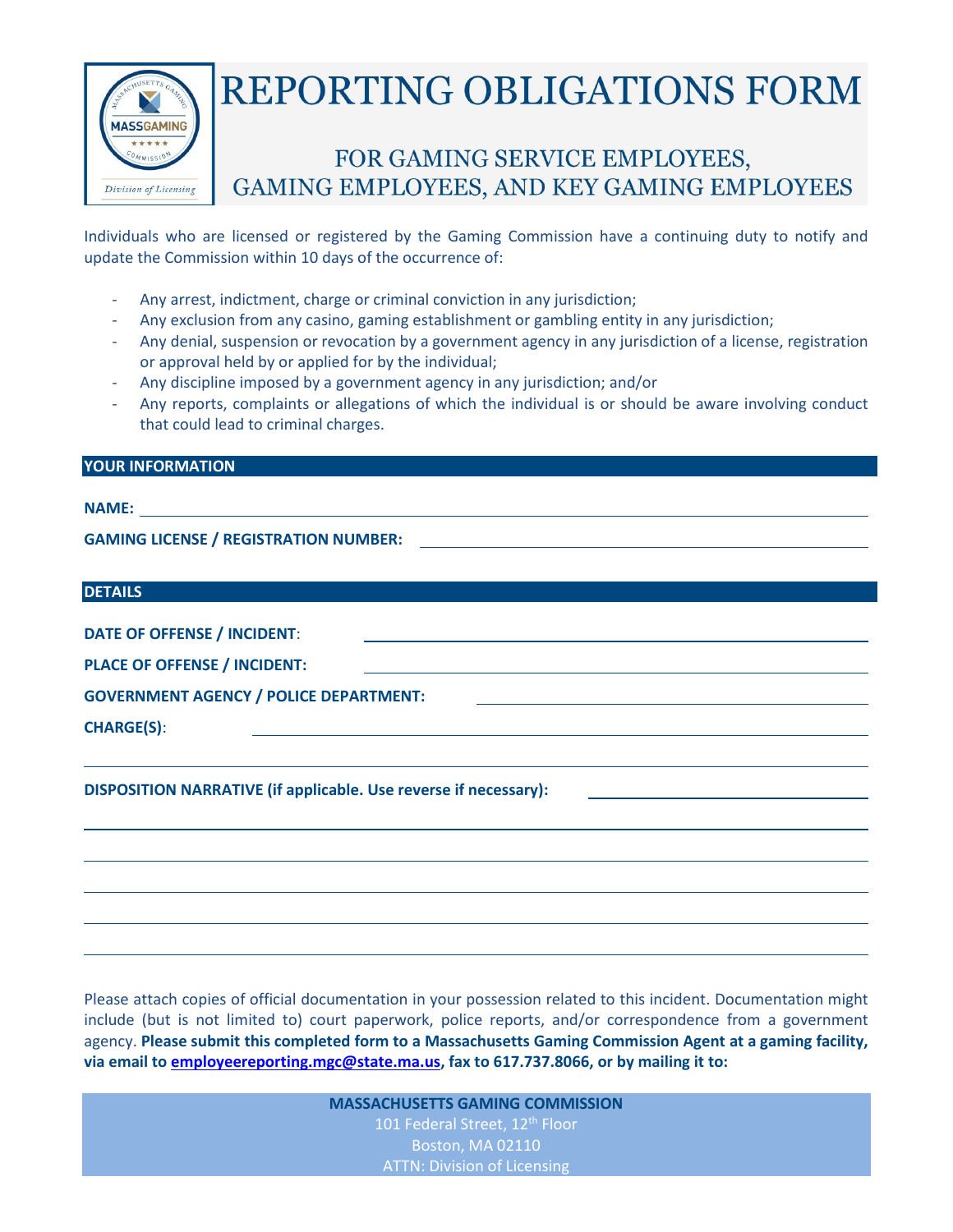# REPORTING OBLIGATIONS FORM

## FOR GAMING SERVICE EMPLOYEES, GAMING EMPLOYEES, AND KEY GAMING EMPLOYEES

Individuals who are licensed or registered by the Gaming Commission have a continuing duty to notify and update the Commission within 10 days of the occurrence of:

- Any arrest, indictment, charge or criminal conviction in any jurisdiction;
- Any exclusion from any casino, gaming establishment or gambling entity in any jurisdiction;
- Any denial, suspension or revocation by a government agency in any jurisdiction of a license, registration or approval held by or applied for by the individual;
- Any discipline imposed by a government agency in any jurisdiction; and/or
- Any reports, complaints or allegations of which the individual is or should be aware involving conduct that could lead to criminal charges.

### YOUR INFORMATION

**NAME:** ______________________________

**GAMING LICENSE / REGISTRATION NUMBER:** ______________________________

### DETAILS

**DATE OF OFFENSE / INCIDENT**: ______________________________

**PLACE OF OFFENSE / INCIDENT:** ______________________________

**GOVERNMENT AGENCY / POLICE DEPARTMENT:** ______________________________

**CHARGE(S)**: ______________________________

______________________________

**DISPOSITION NARRATIVE (if applicable. Use reverse if necessary):** ______________________________

______________________________

______________________________

______________________________

______________________________

______________________________

Please attach copies of official documentation in your possession related to this incident. Documentation might include (but is not limited to) court paperwork, police reports, and/or correspondence from a government agency. **Please submit this completed form to a Massachusetts Gaming Commission Agent at a gaming facility, via email to [employeereporting.mgc@state.ma.us](mailto:employeereporting.mgc@state.ma.us), fax to 617.737.8066, or by mailing it to:**

**MASSACHUSETTS GAMING COMMISSION**
101 Federal Street, 12th Floor
Boston, MA 02110
ATTN: Division of Licensing